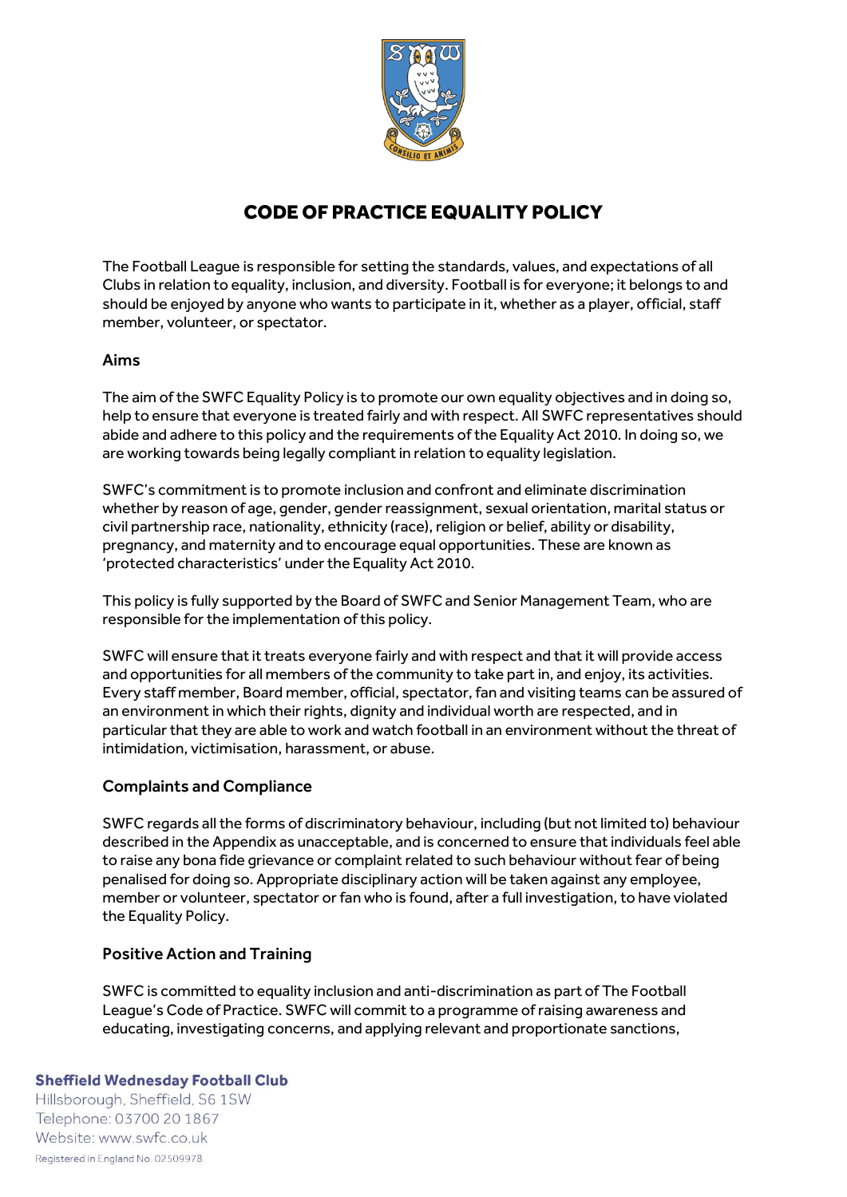# CODE OF PRACTICE EQUALITY POLICY

The Football League is responsible for setting the standards, values, and expectations of all Clubs in relation to equality, inclusion, and diversity. Football is for everyone; it belongs to and should be enjoyed by anyone who wants to participate in it, whether as a player, official, staff member, volunteer, or spectator.

## Aims

The aim of the SWFC Equality Policy is to promote our own equality objectives and in doing so, help to ensure that everyone is treated fairly and with respect. All SWFC representatives should abide and adhere to this policy and the requirements of the Equality Act 2010. In doing so, we are working towards being legally compliant in relation to equality legislation.

SWFC's commitment is to promote inclusion and confront and eliminate discrimination whether by reason of age, gender, gender reassignment, sexual orientation, marital status or civil partnership race, nationality, ethnicity (race), religion or belief, ability or disability, pregnancy, and maternity and to encourage equal opportunities. These are known as 'protected characteristics' under the Equality Act 2010.

This policy is fully supported by the Board of SWFC and Senior Management Team, who are responsible for the implementation of this policy.

SWFC will ensure that it treats everyone fairly and with respect and that it will provide access and opportunities for all members of the community to take part in, and enjoy, its activities. Every staff member, Board member, official, spectator, fan and visiting teams can be assured of an environment in which their rights, dignity and individual worth are respected, and in particular that they are able to work and watch football in an environment without the threat of intimidation, victimisation, harassment, or abuse.

## Complaints and Compliance

SWFC regards all the forms of discriminatory behaviour, including (but not limited to) behaviour described in the Appendix as unacceptable, and is concerned to ensure that individuals feel able to raise any bona fide grievance or complaint related to such behaviour without fear of being penalised for doing so. Appropriate disciplinary action will be taken against any employee, member or volunteer, spectator or fan who is found, after a full investigation, to have violated the Equality Policy.

## Positive Action and Training

SWFC is committed to equality inclusion and anti-discrimination as part of The Football League's Code of Practice. SWFC will commit to a programme of raising awareness and educating, investigating concerns, and applying relevant and proportionate sanctions,

**Sheffield Wednesday Football Club**
Hillsborough, Sheffield, S6 1SW
Telephone: 03700 20 1867
Website: www.swfc.co.uk
Registered in England No. 02509978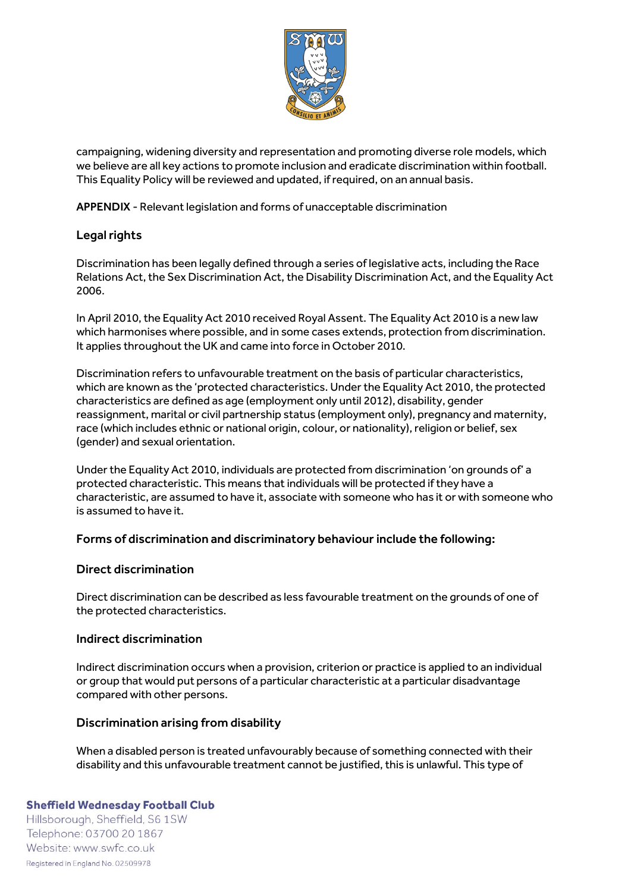campaigning, widening diversity and representation and promoting diverse role models, which we believe are all key actions to promote inclusion and eradicate discrimination within football. This Equality Policy will be reviewed and updated, if required, on an annual basis.

**APPENDIX** - Relevant legislation and forms of unacceptable discrimination

## Legal rights

Discrimination has been legally defined through a series of legislative acts, including the Race Relations Act, the Sex Discrimination Act, the Disability Discrimination Act, and the Equality Act 2006.

In April 2010, the Equality Act 2010 received Royal Assent. The Equality Act 2010 is a new law which harmonises where possible, and in some cases extends, protection from discrimination. It applies throughout the UK and came into force in October 2010.

Discrimination refers to unfavourable treatment on the basis of particular characteristics, which are known as the 'protected characteristics. Under the Equality Act 2010, the protected characteristics are defined as age (employment only until 2012), disability, gender reassignment, marital or civil partnership status (employment only), pregnancy and maternity, race (which includes ethnic or national origin, colour, or nationality), religion or belief, sex (gender) and sexual orientation.

Under the Equality Act 2010, individuals are protected from discrimination 'on grounds of' a protected characteristic. This means that individuals will be protected if they have a characteristic, are assumed to have it, associate with someone who has it or with someone who is assumed to have it.

## Forms of discrimination and discriminatory behaviour include the following:

### Direct discrimination

Direct discrimination can be described as less favourable treatment on the grounds of one of the protected characteristics.

### Indirect discrimination

Indirect discrimination occurs when a provision, criterion or practice is applied to an individual or group that would put persons of a particular characteristic at a particular disadvantage compared with other persons.

### Discrimination arising from disability

When a disabled person is treated unfavourably because of something connected with their disability and this unfavourable treatment cannot be justified, this is unlawful. This type of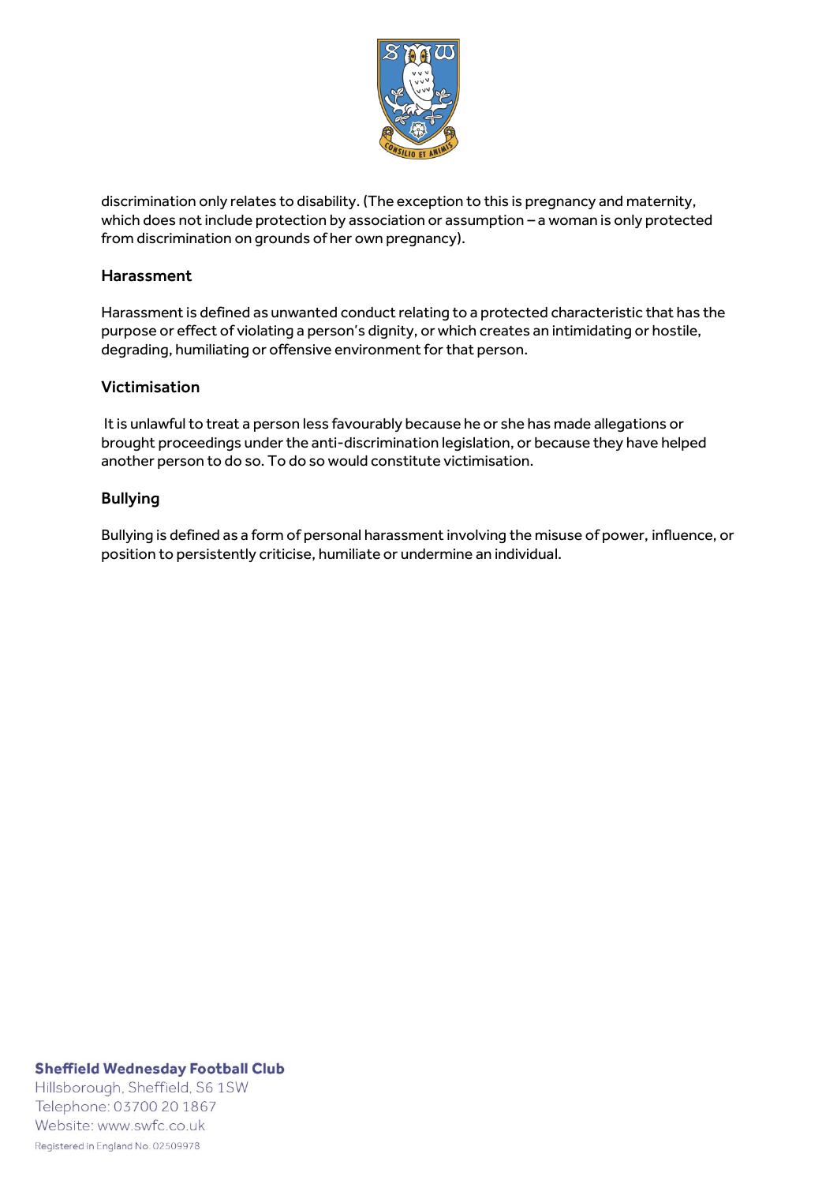discrimination only relates to disability. (The exception to this is pregnancy and maternity, which does not include protection by association or assumption – a woman is only protected from discrimination on grounds of her own pregnancy).

### Harassment

Harassment is defined as unwanted conduct relating to a protected characteristic that has the purpose or effect of violating a person's dignity, or which creates an intimidating or hostile, degrading, humiliating or offensive environment for that person.

### Victimisation

It is unlawful to treat a person less favourably because he or she has made allegations or brought proceedings under the anti-discrimination legislation, or because they have helped another person to do so. To do so would constitute victimisation.

### Bullying

Bullying is defined as a form of personal harassment involving the misuse of power, influence, or position to persistently criticise, humiliate or undermine an individual.